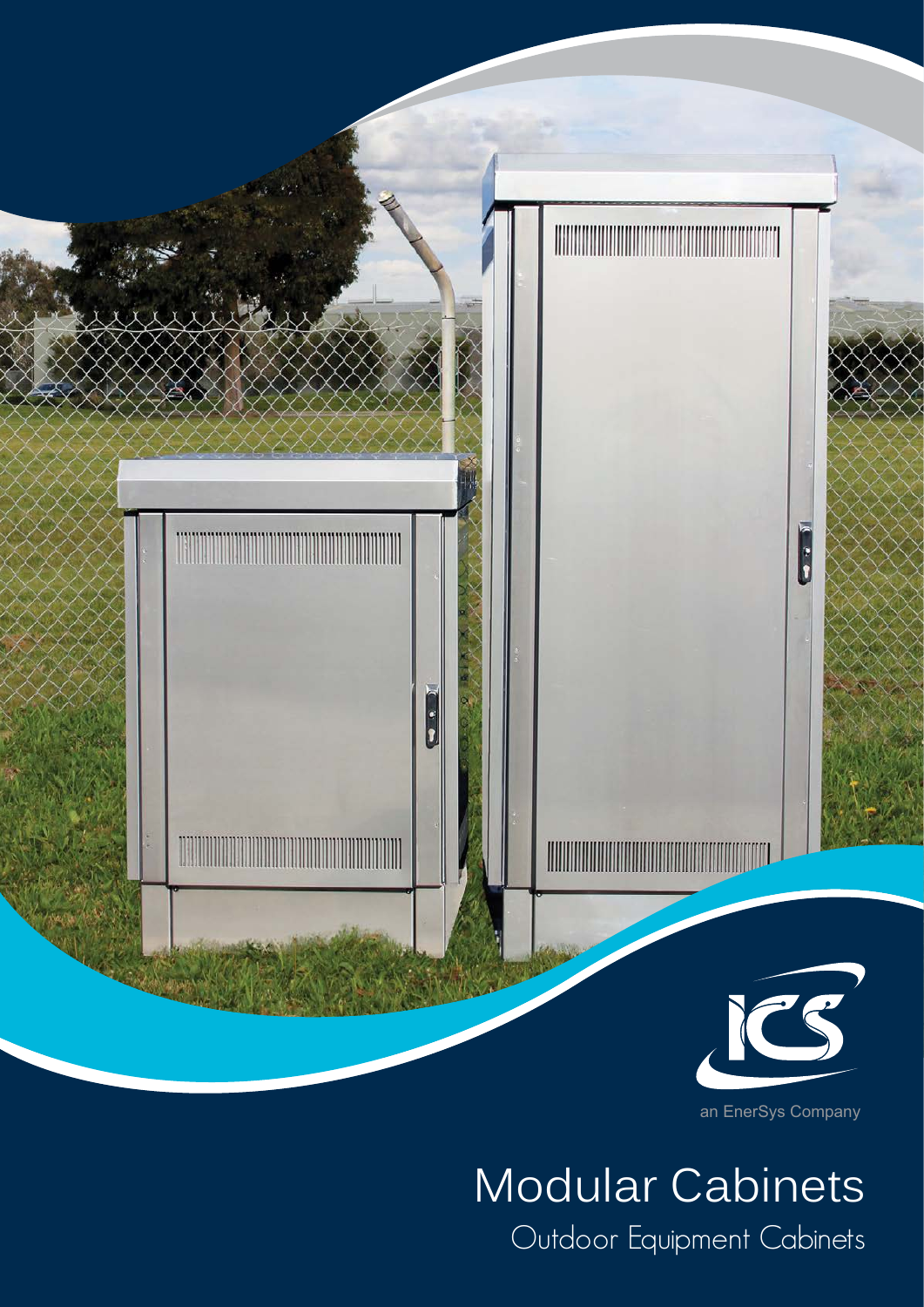ICS

an EnerSys Company

# Modular Cabinets

## Outdoor Equipment Cabinets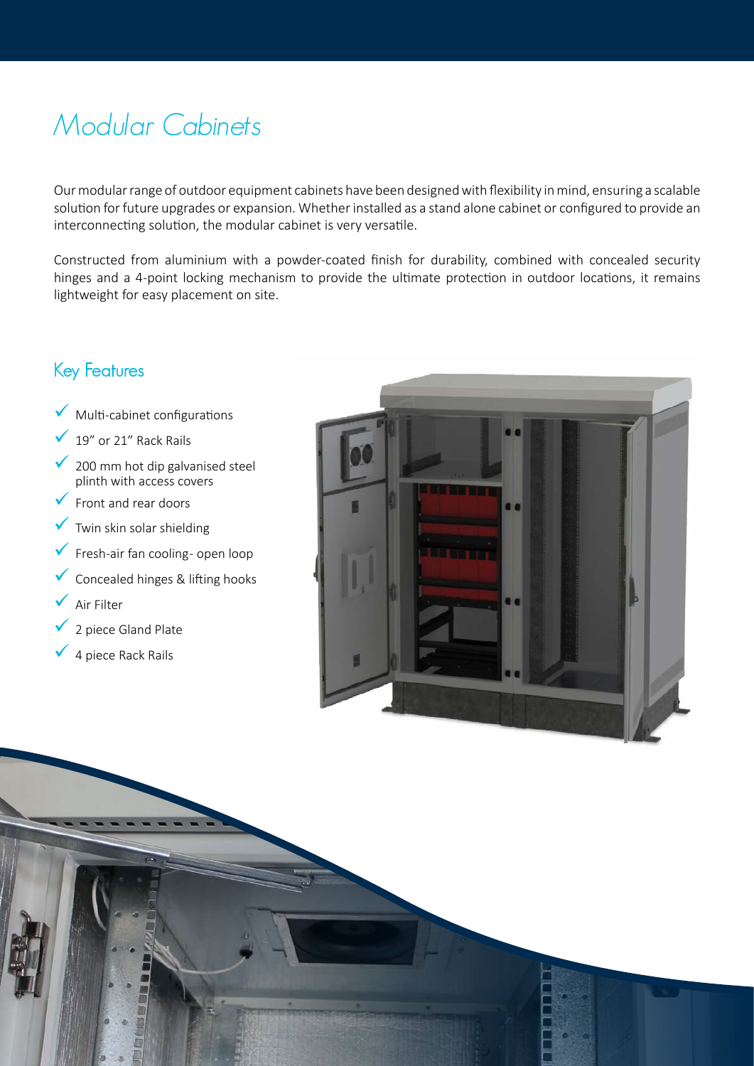# Modular Cabinets

Our modular range of outdoor equipment cabinets have been designed with flexibility in mind, ensuring a scalable solution for future upgrades or expansion. Whether installed as a stand alone cabinet or configured to provide an interconnecting solution, the modular cabinet is very versatile.

Constructed from aluminium with a powder-coated finish for durability, combined with concealed security hinges and a 4-point locking mechanism to provide the ultimate protection in outdoor locations, it remains lightweight for easy placement on site.

## Key Features

- ✓ Multi-cabinet configurations
- ✓ 19" or 21" Rack Rails
- ✓ 200 mm hot dip galvanised steel plinth with access covers
- ✓ Front and rear doors
- ✓ Twin skin solar shielding
- ✓ Fresh-air fan cooling- open loop
- ✓ Concealed hinges & lifting hooks
- ✓ Air Filter
- ✓ 2 piece Gland Plate
- ✓ 4 piece Rack Rails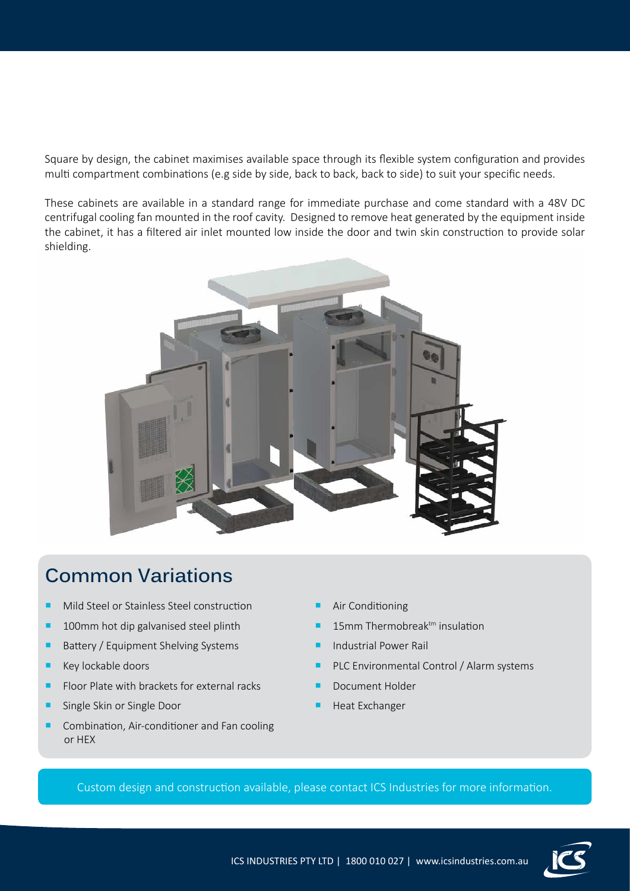Square by design, the cabinet maximises available space through its flexible system configuration and provides multi compartment combinations (e.g side by side, back to back, back to side) to suit your specific needs.

These cabinets are available in a standard range for immediate purchase and come standard with a 48V DC centrifugal cooling fan mounted in the roof cavity. Designed to remove heat generated by the equipment inside the cabinet, it has a filtered air inlet mounted low inside the door and twin skin construction to provide solar shielding.

## Common Variations

- Mild Steel or Stainless Steel construction
- 100mm hot dip galvanised steel plinth
- Battery / Equipment Shelving Systems
- Key lockable doors
- Floor Plate with brackets for external racks
- Single Skin or Single Door
- Combination, Air-conditioner and Fan cooling or HEX
- Air Conditioning
- 15mm Thermobreak™ insulation
- Industrial Power Rail
- PLC Environmental Control / Alarm systems
- Document Holder
- Heat Exchanger

Custom design and construction available, please contact ICS Industries for more information.

ICS INDUSTRIES PTY LTD | 1800 010 027 | www.icsindustries.com.au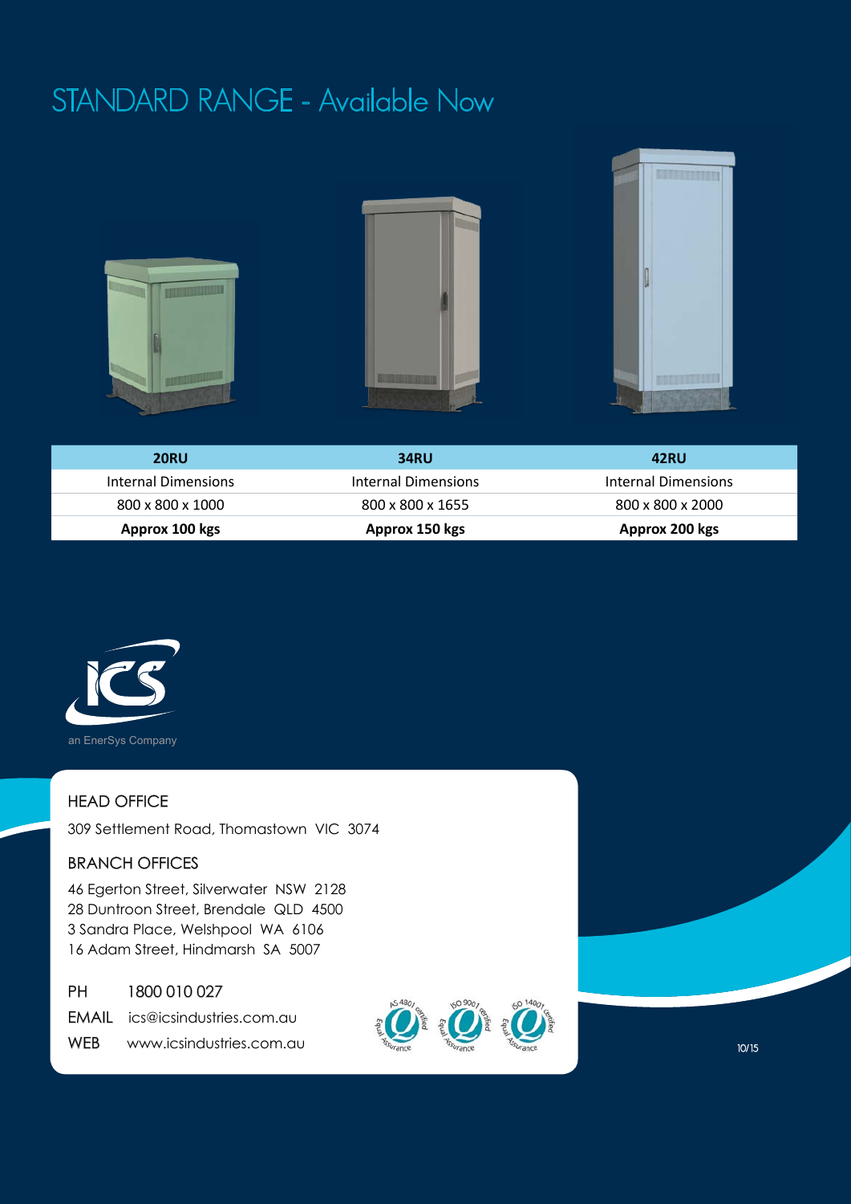# STANDARD RANGE - Available Now

| 20RU | 34RU | 42RU |
|---|---|---|
| Internal Dimensions | Internal Dimensions | Internal Dimensions |
| 800 x 800 x 1000 | 800 x 800 x 1655 | 800 x 800 x 2000 |
| **Approx 100 kgs** | **Approx 150 kgs** | **Approx 200 kgs** |

ICS

an EnerSys Company

## HEAD OFFICE

309 Settlement Road, Thomastown VIC 3074

## BRANCH OFFICES

46 Egerton Street, Silverwater NSW 2128
28 Duntroon Street, Brendale QLD 4500
3 Sandra Place, Welshpool WA 6106
16 Adam Street, Hindmarsh SA 5007

PH 1800 010 027
EMAIL ics@icsindustries.com.au
WEB www.icsindustries.com.au

AS 4801 certified Equal Assurance · ISO 9001 certified Equal Assurance · ISO 14001 certified Equal Assurance

10/15